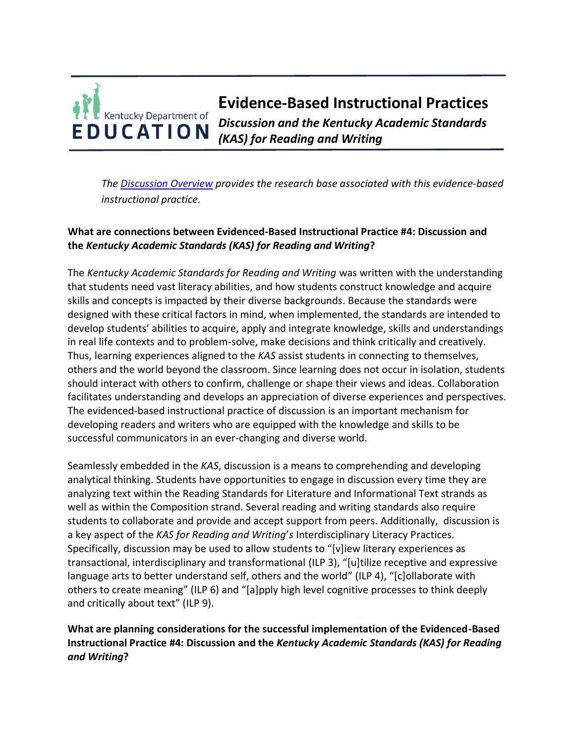# Evidence-Based Instructional Practices

## *Discussion and the Kentucky Academic Standards (KAS) for Reading and Writing*

*The [Discussion Overview] provides the research base associated with this evidence-based instructional practice.*

**What are connections between Evidenced-Based Instructional Practice #4: Discussion and the *Kentucky Academic Standards (KAS) for Reading and Writing*?**

The *Kentucky Academic Standards for Reading and Writing* was written with the understanding that students need vast literacy abilities, and how students construct knowledge and acquire skills and concepts is impacted by their diverse backgrounds. Because the standards were designed with these critical factors in mind, when implemented, the standards are intended to develop students' abilities to acquire, apply and integrate knowledge, skills and understandings in real life contexts and to problem-solve, make decisions and think critically and creatively. Thus, learning experiences aligned to the *KAS* assist students in connecting to themselves, others and the world beyond the classroom. Since learning does not occur in isolation, students should interact with others to confirm, challenge or shape their views and ideas. Collaboration facilitates understanding and develops an appreciation of diverse experiences and perspectives. The evidenced-based instructional practice of discussion is an important mechanism for developing readers and writers who are equipped with the knowledge and skills to be successful communicators in an ever-changing and diverse world.

Seamlessly embedded in the *KAS*, discussion is a means to comprehending and developing analytical thinking. Students have opportunities to engage in discussion every time they are analyzing text within the Reading Standards for Literature and Informational Text strands as well as within the Composition strand. Several reading and writing standards also require students to collaborate and provide and accept support from peers. Additionally, discussion is a key aspect of the *KAS for Reading and Writing*'s Interdisciplinary Literacy Practices. Specifically, discussion may be used to allow students to "[v]iew literary experiences as transactional, interdisciplinary and transformational (ILP 3), "[u]tilize receptive and expressive language arts to better understand self, others and the world" (ILP 4), "[c]ollaborate with others to create meaning" (ILP 6) and "[a]pply high level cognitive processes to think deeply and critically about text" (ILP 9).

**What are planning considerations for the successful implementation of the Evidenced-Based Instructional Practice #4: Discussion and the *Kentucky Academic Standards (KAS) for Reading and Writing*?**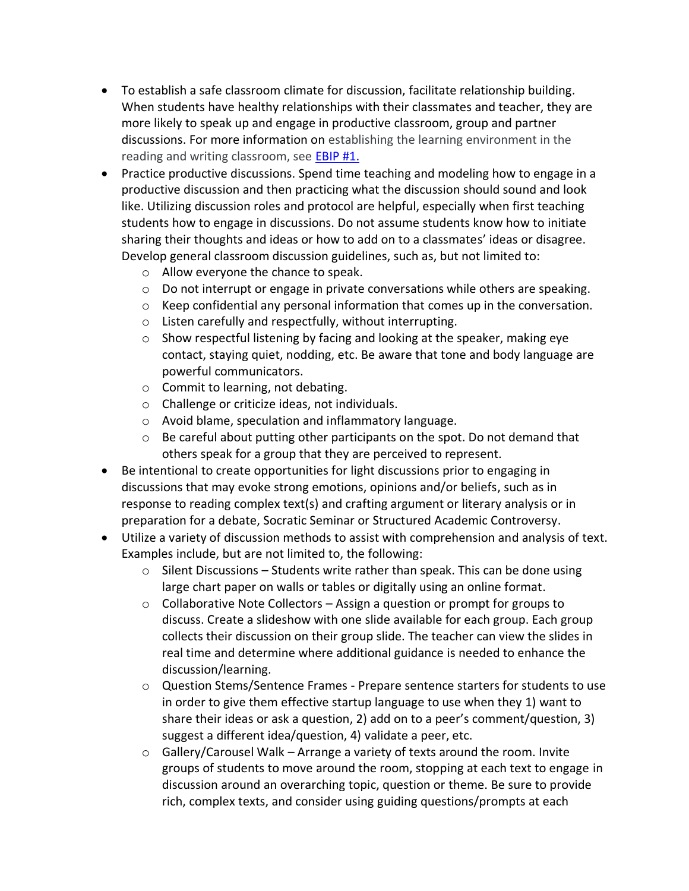- To establish a safe classroom climate for discussion, facilitate relationship building. When students have healthy relationships with their classmates and teacher, they are more likely to speak up and engage in productive classroom, group and partner discussions. For more information on establishing the learning environment in the reading and writing classroom, see [EBIP #1.](#)
- Practice productive discussions. Spend time teaching and modeling how to engage in a productive discussion and then practicing what the discussion should sound and look like. Utilizing discussion roles and protocol are helpful, especially when first teaching students how to engage in discussions. Do not assume students know how to initiate sharing their thoughts and ideas or how to add on to a classmates' ideas or disagree. Develop general classroom discussion guidelines, such as, but not limited to:
  - Allow everyone the chance to speak.
  - Do not interrupt or engage in private conversations while others are speaking.
  - Keep confidential any personal information that comes up in the conversation.
  - Listen carefully and respectfully, without interrupting.
  - Show respectful listening by facing and looking at the speaker, making eye contact, staying quiet, nodding, etc. Be aware that tone and body language are powerful communicators.
  - Commit to learning, not debating.
  - Challenge or criticize ideas, not individuals.
  - Avoid blame, speculation and inflammatory language.
  - Be careful about putting other participants on the spot. Do not demand that others speak for a group that they are perceived to represent.
- Be intentional to create opportunities for light discussions prior to engaging in discussions that may evoke strong emotions, opinions and/or beliefs, such as in response to reading complex text(s) and crafting argument or literary analysis or in preparation for a debate, Socratic Seminar or Structured Academic Controversy.
- Utilize a variety of discussion methods to assist with comprehension and analysis of text. Examples include, but are not limited to, the following:
  - Silent Discussions – Students write rather than speak. This can be done using large chart paper on walls or tables or digitally using an online format.
  - Collaborative Note Collectors – Assign a question or prompt for groups to discuss. Create a slideshow with one slide available for each group. Each group collects their discussion on their group slide. The teacher can view the slides in real time and determine where additional guidance is needed to enhance the discussion/learning.
  - Question Stems/Sentence Frames - Prepare sentence starters for students to use in order to give them effective startup language to use when they 1) want to share their ideas or ask a question, 2) add on to a peer's comment/question, 3) suggest a different idea/question, 4) validate a peer, etc.
  - Gallery/Carousel Walk – Arrange a variety of texts around the room. Invite groups of students to move around the room, stopping at each text to engage in discussion around an overarching topic, question or theme. Be sure to provide rich, complex texts, and consider using guiding questions/prompts at each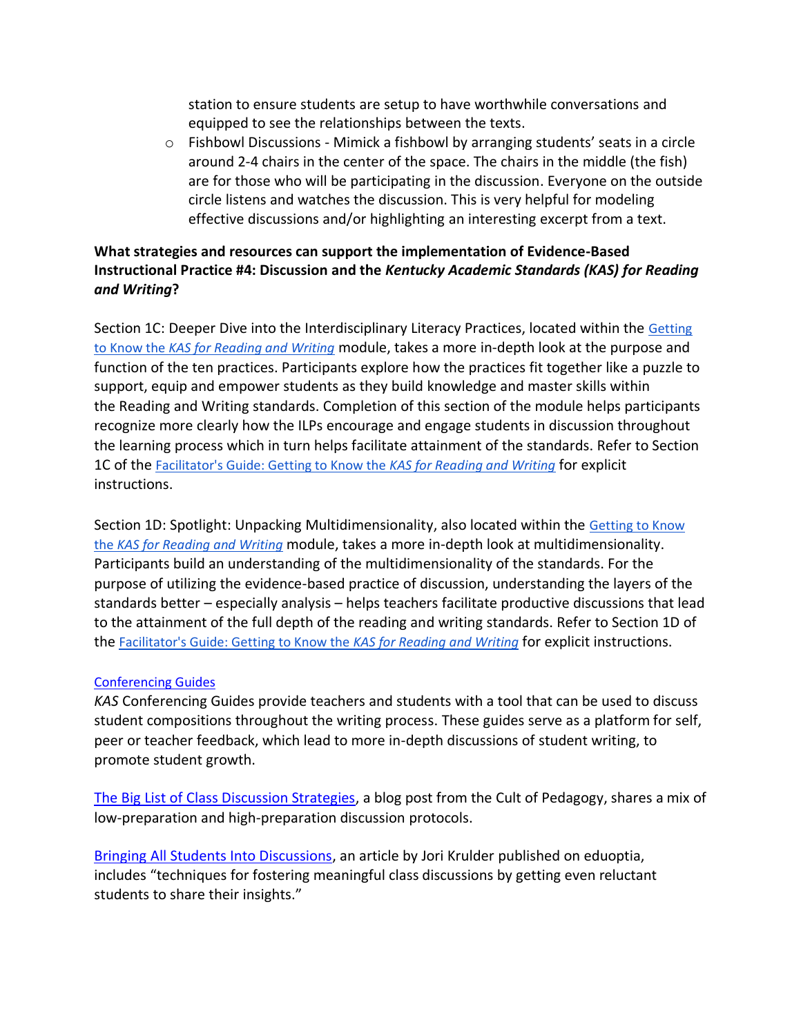station to ensure students are setup to have worthwhile conversations and equipped to see the relationships between the texts.

- Fishbowl Discussions - Mimick a fishbowl by arranging students' seats in a circle around 2-4 chairs in the center of the space. The chairs in the middle (the fish) are for those who will be participating in the discussion. Everyone on the outside circle listens and watches the discussion. This is very helpful for modeling effective discussions and/or highlighting an interesting excerpt from a text.

**What strategies and resources can support the implementation of Evidence-Based Instructional Practice #4: Discussion and the *Kentucky Academic Standards (KAS) for Reading and Writing*?**

Section 1C: Deeper Dive into the Interdisciplinary Literacy Practices, located within the Getting to Know the *KAS for Reading and Writing* module, takes a more in-depth look at the purpose and function of the ten practices. Participants explore how the practices fit together like a puzzle to support, equip and empower students as they build knowledge and master skills within the Reading and Writing standards. Completion of this section of the module helps participants recognize more clearly how the ILPs encourage and engage students in discussion throughout the learning process which in turn helps facilitate attainment of the standards. Refer to Section 1C of the Facilitator's Guide: Getting to Know the *KAS for Reading and Writing* for explicit instructions.

Section 1D: Spotlight: Unpacking Multidimensionality, also located within the Getting to Know the *KAS for Reading and Writing* module, takes a more in-depth look at multidimensionality. Participants build an understanding of the multidimensionality of the standards. For the purpose of utilizing the evidence-based practice of discussion, understanding the layers of the standards better – especially analysis – helps teachers facilitate productive discussions that lead to the attainment of the full depth of the reading and writing standards. Refer to Section 1D of the Facilitator's Guide: Getting to Know the *KAS for Reading and Writing* for explicit instructions.

Conferencing Guides

*KAS* Conferencing Guides provide teachers and students with a tool that can be used to discuss student compositions throughout the writing process. These guides serve as a platform for self, peer or teacher feedback, which lead to more in-depth discussions of student writing, to promote student growth.

The Big List of Class Discussion Strategies, a blog post from the Cult of Pedagogy, shares a mix of low-preparation and high-preparation discussion protocols.

Bringing All Students Into Discussions, an article by Jori Krulder published on eduoptia, includes "techniques for fostering meaningful class discussions by getting even reluctant students to share their insights."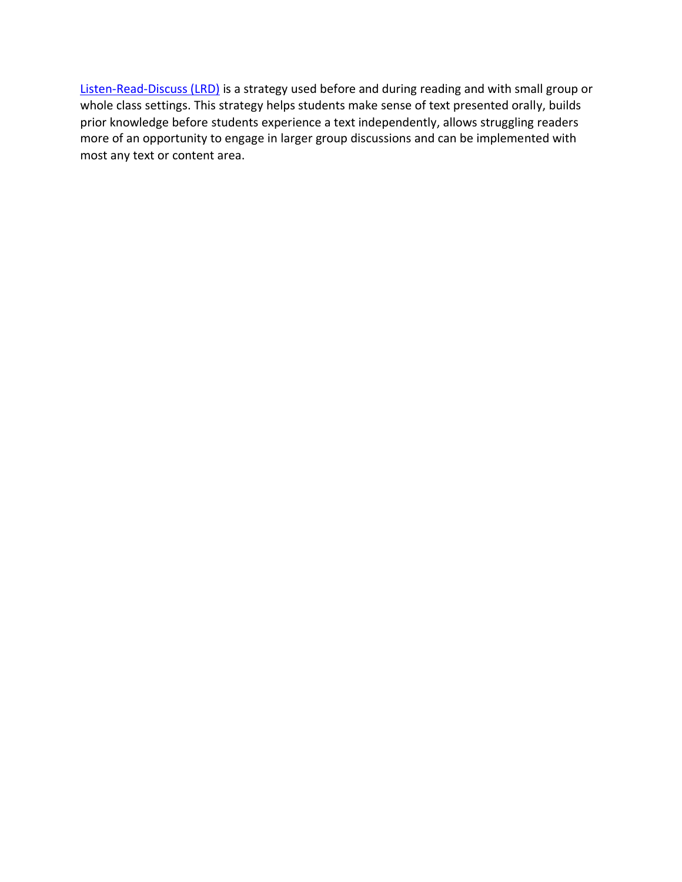Listen-Read-Discuss (LRD) is a strategy used before and during reading and with small group or whole class settings. This strategy helps students make sense of text presented orally, builds prior knowledge before students experience a text independently, allows struggling readers more of an opportunity to engage in larger group discussions and can be implemented with most any text or content area.